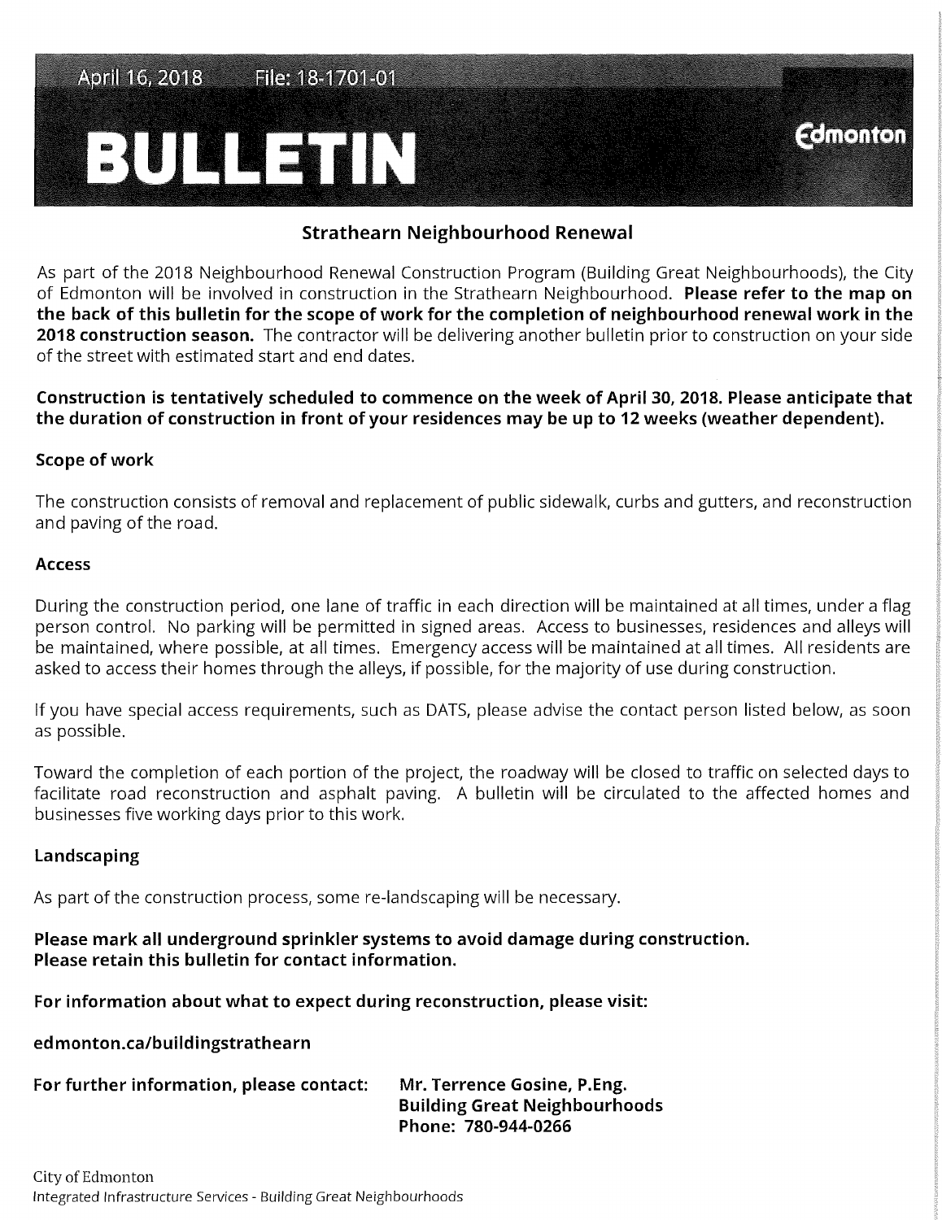April 16, 2018 File: 18-1701-01

# BULLETIN

Edmonton

## Strathearn Neighbourhood Renewal

As part of the 2018 Neighbourhood Renewal Construction Program (Building Great Neighbourhoods), the City of Edmonton will be involved in construction in the Strathearn Neighbourhood. **Please refer to the map on the back of this bulletin for the scope of work for the completion of neighbourhood renewal work in the 2018 construction season.** The contractor will be delivering another bulletin prior to construction on your side of the street with estimated start and end dates.

**Construction is tentatively scheduled to commence on the week of April 30, 2018. Please anticipate that the duration of construction in front of your residences may be up to 12 weeks (weather dependent).**

### Scope of work

The construction consists of removal and replacement of public sidewalk, curbs and gutters, and reconstruction and paving of the road.

### Access

During the construction period, one lane of traffic in each direction will be maintained at all times, under a flag person control. No parking will be permitted in signed areas. Access to businesses, residences and alleys will be maintained, where possible, at all times. Emergency access will be maintained at all times. All residents are asked to access their homes through the alleys, if possible, for the majority of use during construction.

If you have special access requirements, such as DATS, please advise the contact person listed below, as soon as possible.

Toward the completion of each portion of the project, the roadway will be closed to traffic on selected days to facilitate road reconstruction and asphalt paving. A bulletin will be circulated to the affected homes and businesses five working days prior to this work.

### Landscaping

As part of the construction process, some re-landscaping will be necessary.

**Please mark all underground sprinkler systems to avoid damage during construction.**
**Please retain this bulletin for contact information.**

**For information about what to expect during reconstruction, please visit:**

**edmonton.ca/buildingstrathearn**

**For further information, please contact:** **Mr. Terrence Gosine, P.Eng.**
**Building Great Neighbourhoods**
**Phone: 780-944-0266**

City of Edmonton
Integrated Infrastructure Services - Building Great Neighbourhoods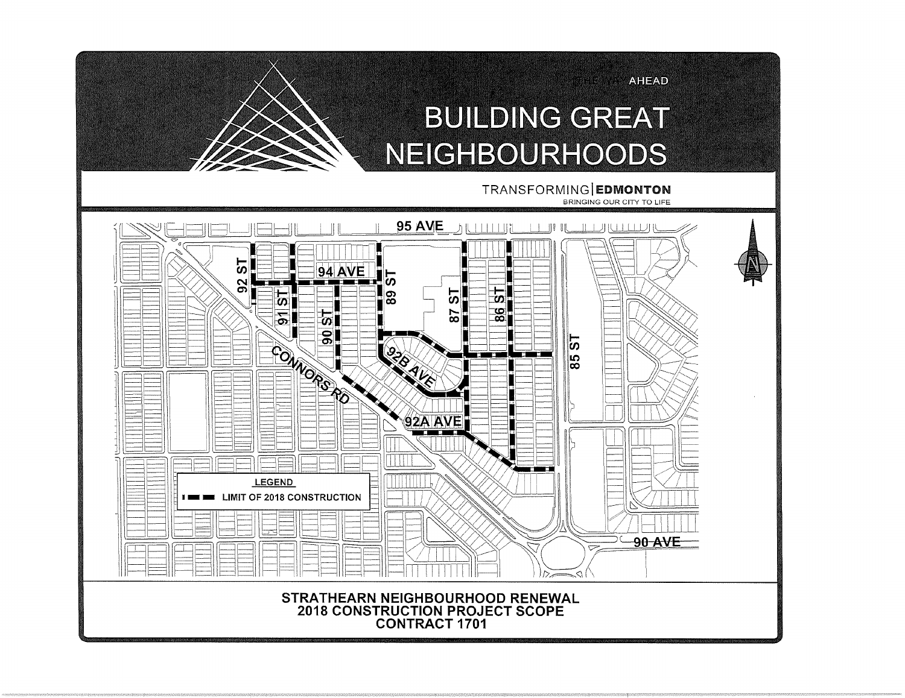THE WAY AHEAD

# BUILDING GREAT NEIGHBOURHOODS

TRANSFORMING | **EDMONTON**
BRINGING OUR CITY TO LIFE

95 AVE

94 AVE

92 ST

91 ST

90 ST

89 ST

87 ST

86 ST

85 ST

92B AVE

92A AVE

CONNORS RD

90 AVE

LEGEND

LIMIT OF 2018 CONSTRUCTION

**STRATHEARN NEIGHBOURHOOD RENEWAL**
**2018 CONSTRUCTION PROJECT SCOPE**
**CONTRACT 1701**